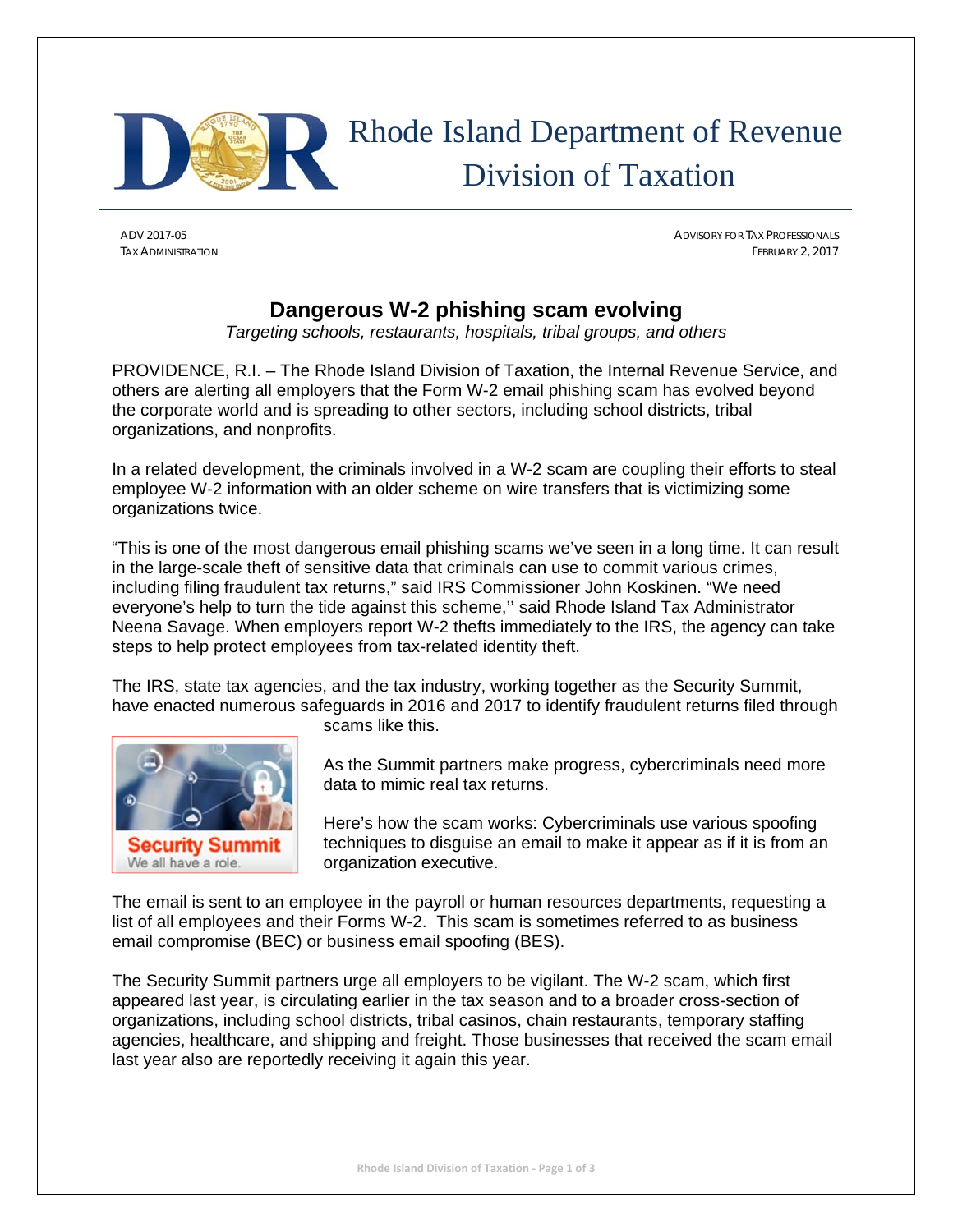# Rhode Island Department of Revenue Division of Taxation

ADV 2017-05
TAX ADMINISTRATION

ADVISORY FOR TAX PROFESSIONALS
FEBRUARY 2, 2017

## Dangerous W-2 phishing scam evolving

*Targeting schools, restaurants, hospitals, tribal groups, and others*

PROVIDENCE, R.I. – The Rhode Island Division of Taxation, the Internal Revenue Service, and others are alerting all employers that the Form W-2 email phishing scam has evolved beyond the corporate world and is spreading to other sectors, including school districts, tribal organizations, and nonprofits.

In a related development, the criminals involved in a W-2 scam are coupling their efforts to steal employee W-2 information with an older scheme on wire transfers that is victimizing some organizations twice.

"This is one of the most dangerous email phishing scams we've seen in a long time. It can result in the large-scale theft of sensitive data that criminals can use to commit various crimes, including filing fraudulent tax returns," said IRS Commissioner John Koskinen. "We need everyone's help to turn the tide against this scheme,'' said Rhode Island Tax Administrator Neena Savage. When employers report W-2 thefts immediately to the IRS, the agency can take steps to help protect employees from tax-related identity theft.

The IRS, state tax agencies, and the tax industry, working together as the Security Summit, have enacted numerous safeguards in 2016 and 2017 to identify fraudulent returns filed through scams like this.

Security Summit
We all have a role.

As the Summit partners make progress, cybercriminals need more data to mimic real tax returns.

Here's how the scam works: Cybercriminals use various spoofing techniques to disguise an email to make it appear as if it is from an organization executive.

The email is sent to an employee in the payroll or human resources departments, requesting a list of all employees and their Forms W-2. This scam is sometimes referred to as business email compromise (BEC) or business email spoofing (BES).

The Security Summit partners urge all employers to be vigilant. The W-2 scam, which first appeared last year, is circulating earlier in the tax season and to a broader cross-section of organizations, including school districts, tribal casinos, chain restaurants, temporary staffing agencies, healthcare, and shipping and freight. Those businesses that received the scam email last year also are reportedly receiving it again this year.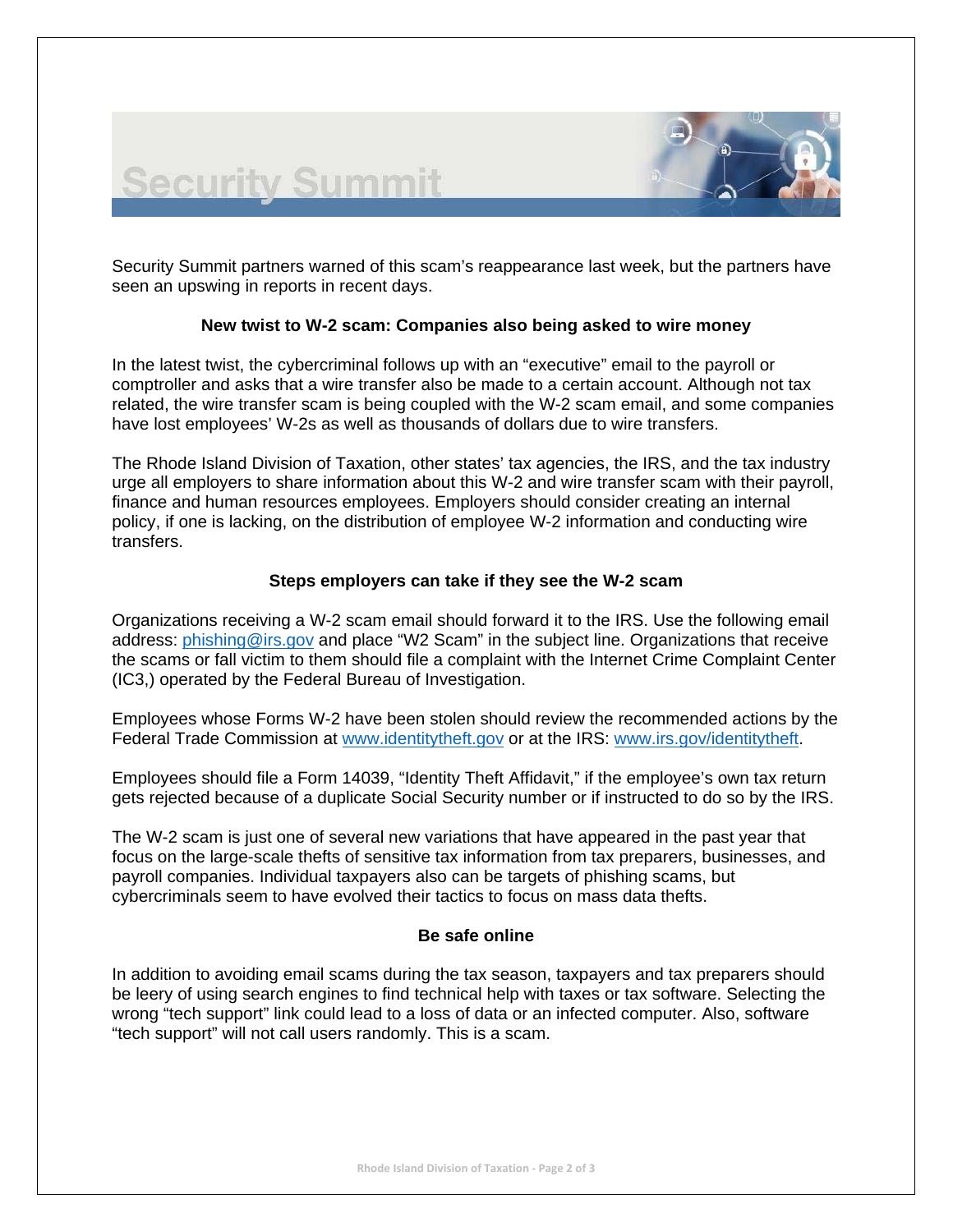# Security Summit

Security Summit partners warned of this scam's reappearance last week, but the partners have seen an upswing in reports in recent days.

### New twist to W-2 scam: Companies also being asked to wire money

In the latest twist, the cybercriminal follows up with an "executive" email to the payroll or comptroller and asks that a wire transfer also be made to a certain account. Although not tax related, the wire transfer scam is being coupled with the W-2 scam email, and some companies have lost employees' W-2s as well as thousands of dollars due to wire transfers.

The Rhode Island Division of Taxation, other states' tax agencies, the IRS, and the tax industry urge all employers to share information about this W-2 and wire transfer scam with their payroll, finance and human resources employees. Employers should consider creating an internal policy, if one is lacking, on the distribution of employee W-2 information and conducting wire transfers.

### Steps employers can take if they see the W-2 scam

Organizations receiving a W-2 scam email should forward it to the IRS. Use the following email address: phishing@irs.gov and place "W2 Scam" in the subject line. Organizations that receive the scams or fall victim to them should file a complaint with the Internet Crime Complaint Center (IC3,) operated by the Federal Bureau of Investigation.

Employees whose Forms W-2 have been stolen should review the recommended actions by the Federal Trade Commission at www.identitytheft.gov or at the IRS: www.irs.gov/identitytheft.

Employees should file a Form 14039, "Identity Theft Affidavit," if the employee's own tax return gets rejected because of a duplicate Social Security number or if instructed to do so by the IRS.

The W-2 scam is just one of several new variations that have appeared in the past year that focus on the large-scale thefts of sensitive tax information from tax preparers, businesses, and payroll companies. Individual taxpayers also can be targets of phishing scams, but cybercriminals seem to have evolved their tactics to focus on mass data thefts.

### Be safe online

In addition to avoiding email scams during the tax season, taxpayers and tax preparers should be leery of using search engines to find technical help with taxes or tax software. Selecting the wrong "tech support" link could lead to a loss of data or an infected computer. Also, software "tech support" will not call users randomly. This is a scam.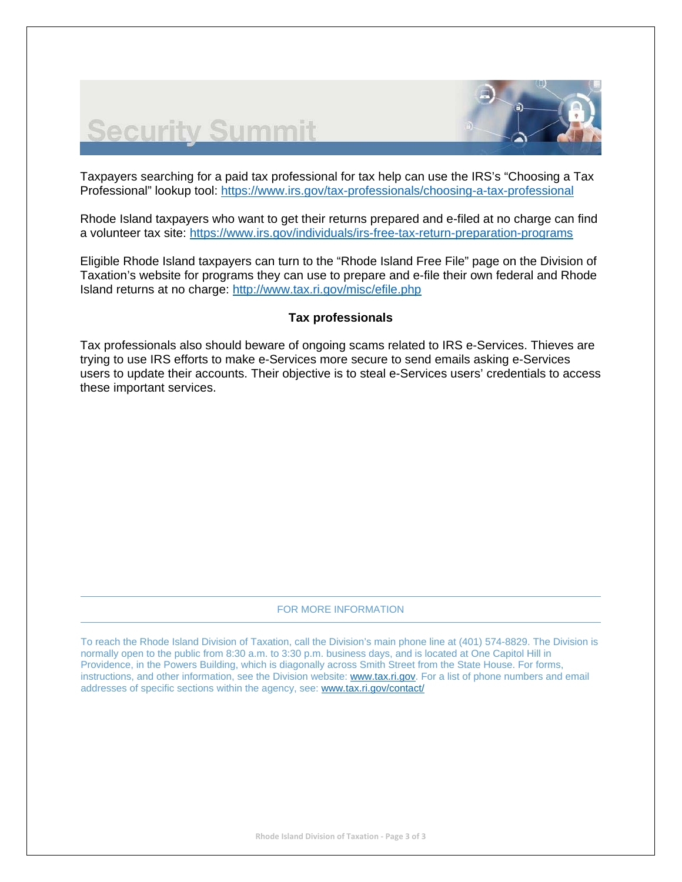# Security Summit

Taxpayers searching for a paid tax professional for tax help can use the IRS's "Choosing a Tax Professional" lookup tool: https://www.irs.gov/tax-professionals/choosing-a-tax-professional

Rhode Island taxpayers who want to get their returns prepared and e-filed at no charge can find a volunteer tax site: https://www.irs.gov/individuals/irs-free-tax-return-preparation-programs

Eligible Rhode Island taxpayers can turn to the "Rhode Island Free File" page on the Division of Taxation's website for programs they can use to prepare and e-file their own federal and Rhode Island returns at no charge: http://www.tax.ri.gov/misc/efile.php

**Tax professionals**

Tax professionals also should beware of ongoing scams related to IRS e-Services. Thieves are trying to use IRS efforts to make e-Services more secure to send emails asking e-Services users to update their accounts. Their objective is to steal e-Services users' credentials to access these important services.

---

FOR MORE INFORMATION

---

To reach the Rhode Island Division of Taxation, call the Division's main phone line at (401) 574-8829. The Division is normally open to the public from 8:30 a.m. to 3:30 p.m. business days, and is located at One Capitol Hill in Providence, in the Powers Building, which is diagonally across Smith Street from the State House. For forms, instructions, and other information, see the Division website: www.tax.ri.gov. For a list of phone numbers and email addresses of specific sections within the agency, see: www.tax.ri.gov/contact/